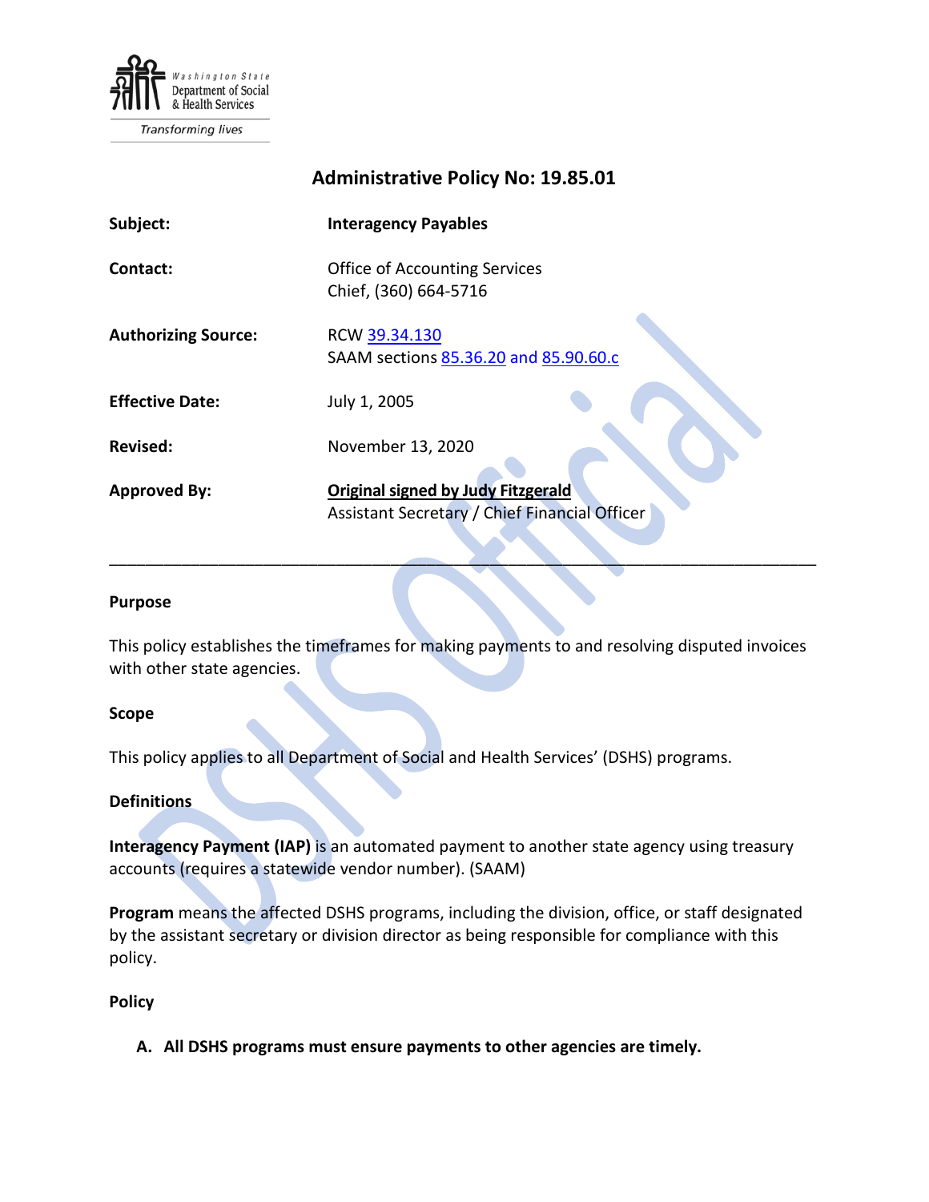Washington State Department of Social & Health Services

Transforming lives

# Administrative Policy No: 19.85.01

| | |
|---|---|
| **Subject:** | **Interagency Payables** |
| **Contact:** | Office of Accounting Services<br>Chief, (360) 664-5716 |
| **Authorizing Source:** | RCW [39.34.130](39.34.130)<br>SAAM sections [85.36.20](85.36.20) and [85.90.60.c](85.90.60.c) |
| **Effective Date:** | July 1, 2005 |
| **Revised:** | November 13, 2020 |
| **Approved By:** | **Original signed by Judy Fitzgerald**<br>Assistant Secretary / Chief Financial Officer |

---

### Purpose

This policy establishes the timeframes for making payments to and resolving disputed invoices with other state agencies.

### Scope

This policy applies to all Department of Social and Health Services' (DSHS) programs.

### Definitions

**Interagency Payment (IAP)** is an automated payment to another state agency using treasury accounts (requires a statewide vendor number). (SAAM)

**Program** means the affected DSHS programs, including the division, office, or staff designated by the assistant secretary or division director as being responsible for compliance with this policy.

### Policy

**A. All DSHS programs must ensure payments to other agencies are timely.**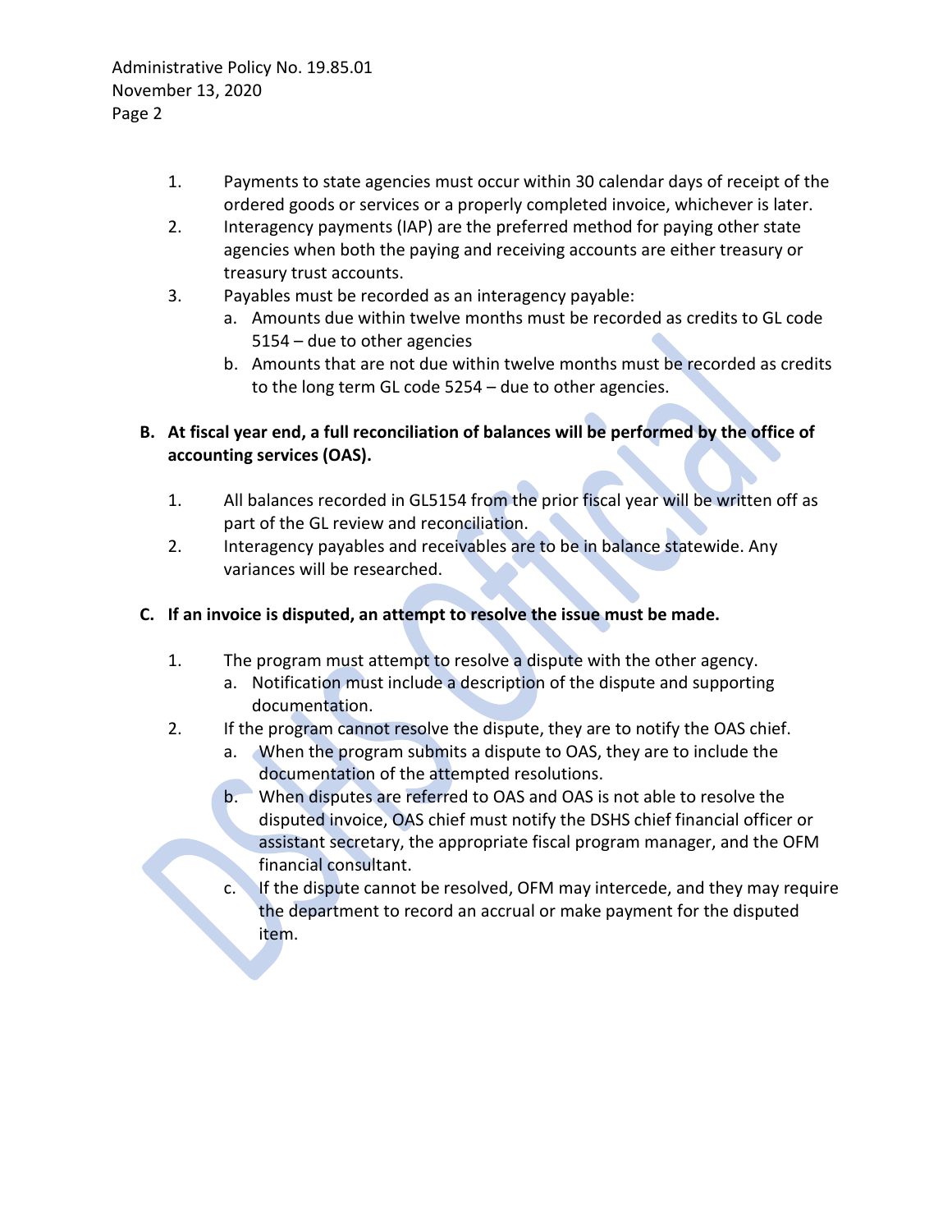1. Payments to state agencies must occur within 30 calendar days of receipt of the ordered goods or services or a properly completed invoice, whichever is later.
2. Interagency payments (IAP) are the preferred method for paying other state agencies when both the paying and receiving accounts are either treasury or treasury trust accounts.
3. Payables must be recorded as an interagency payable:
   a. Amounts due within twelve months must be recorded as credits to GL code 5154 – due to other agencies
   b. Amounts that are not due within twelve months must be recorded as credits to the long term GL code 5254 – due to other agencies.

**B. At fiscal year end, a full reconciliation of balances will be performed by the office of accounting services (OAS).**

1. All balances recorded in GL5154 from the prior fiscal year will be written off as part of the GL review and reconciliation.
2. Interagency payables and receivables are to be in balance statewide. Any variances will be researched.

**C. If an invoice is disputed, an attempt to resolve the issue must be made.**

1. The program must attempt to resolve a dispute with the other agency.
   a. Notification must include a description of the dispute and supporting documentation.
2. If the program cannot resolve the dispute, they are to notify the OAS chief.
   a. When the program submits a dispute to OAS, they are to include the documentation of the attempted resolutions.
   b. When disputes are referred to OAS and OAS is not able to resolve the disputed invoice, OAS chief must notify the DSHS chief financial officer or assistant secretary, the appropriate fiscal program manager, and the OFM financial consultant.
   c. If the dispute cannot be resolved, OFM may intercede, and they may require the department to record an accrual or make payment for the disputed item.